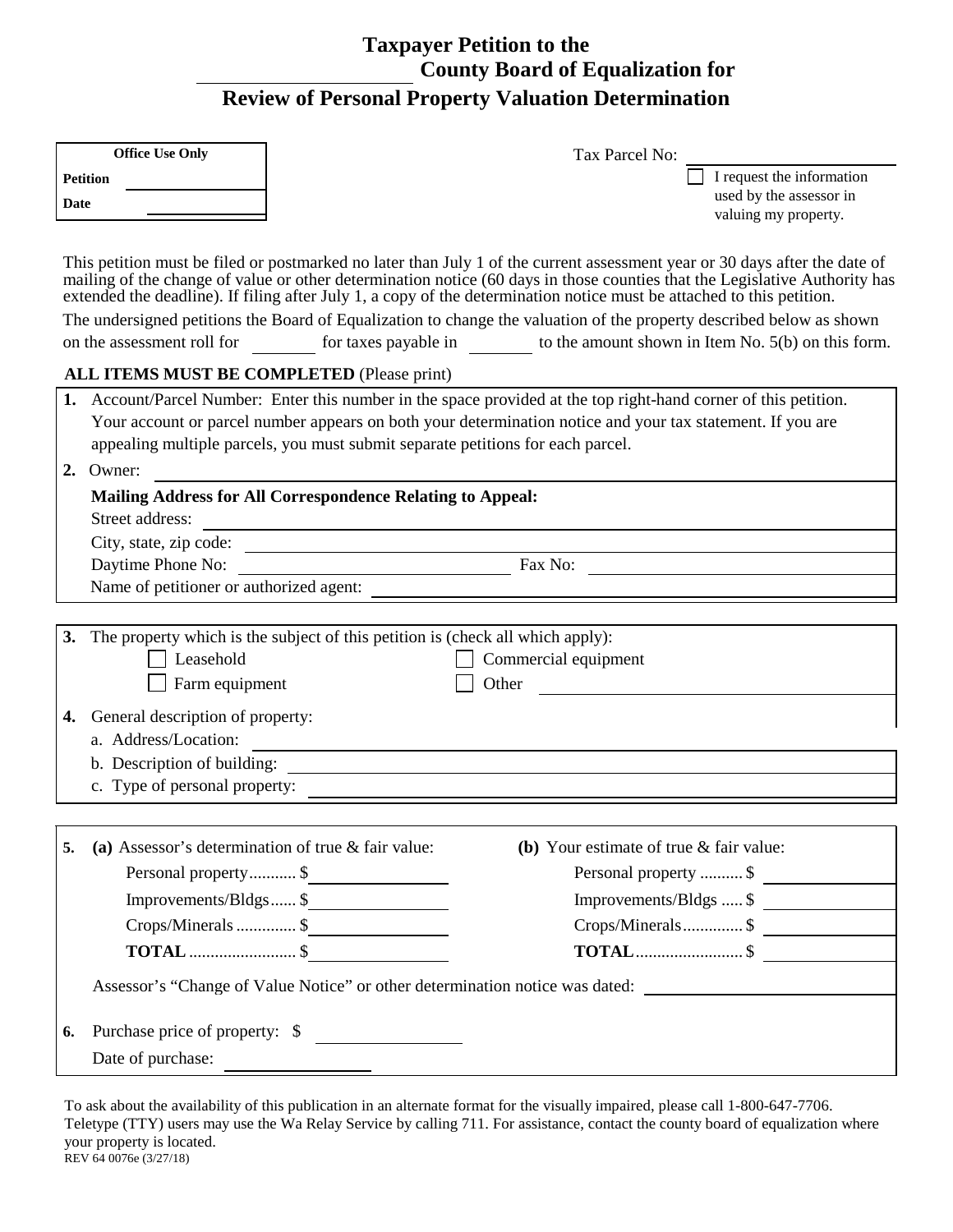# Taxpayer Petition to the ____________ County Board of Equalization for Review of Personal Property Valuation Determination

| Office Use Only | |
|---|---|
| **Petition** | |
| **Date** | |

Tax Parcel No: ____________

☐ I request the information used by the assessor in valuing my property.

This petition must be filed or postmarked no later than July 1 of the current assessment year or 30 days after the date of mailing of the change of value or other determination notice (60 days in those counties that the Legislative Authority has extended the deadline). If filing after July 1, a copy of the determination notice must be attached to this petition.

The undersigned petitions the Board of Equalization to change the valuation of the property described below as shown on the assessment roll for ________ for taxes payable in ________ to the amount shown in Item No. 5(b) on this form.

**ALL ITEMS MUST BE COMPLETED** (Please print)

**1.** Account/Parcel Number: Enter this number in the space provided at the top right-hand corner of this petition. Your account or parcel number appears on both your determination notice and your tax statement. If you are appealing multiple parcels, you must submit separate petitions for each parcel.

**2.** Owner: ____________

**Mailing Address for All Correspondence Relating to Appeal:**

Street address: ____________

City, state, zip code: ____________

Daytime Phone No: ____________ Fax No: ____________

Name of petitioner or authorized agent: ____________

**3.** The property which is the subject of this petition is (check all which apply):

☐ Leasehold ☐ Commercial equipment

☐ Farm equipment ☐ Other ____________

**4.** General description of property:

a. Address/Location: ____________

b. Description of building: ____________

c. Type of personal property: ____________

**5.**

| **(a)** Assessor's determination of true & fair value: | | **(b)** Your estimate of true & fair value: | |
|---|---|---|---|
| Personal property | $ | Personal property | $ |
| Improvements/Bldgs | $ | Improvements/Bldgs | $ |
| Crops/Minerals | $ | Crops/Minerals | $ |
| **TOTAL** | $ | **TOTAL** | $ |

Assessor's "Change of Value Notice" or other determination notice was dated: ____________

**6.** Purchase price of property: $ ____________

Date of purchase: ____________

To ask about the availability of this publication in an alternate format for the visually impaired, please call 1-800-647-7706. Teletype (TTY) users may use the Wa Relay Service by calling 711. For assistance, contact the county board of equalization where your property is located.

REV 64 0076e (3/27/18)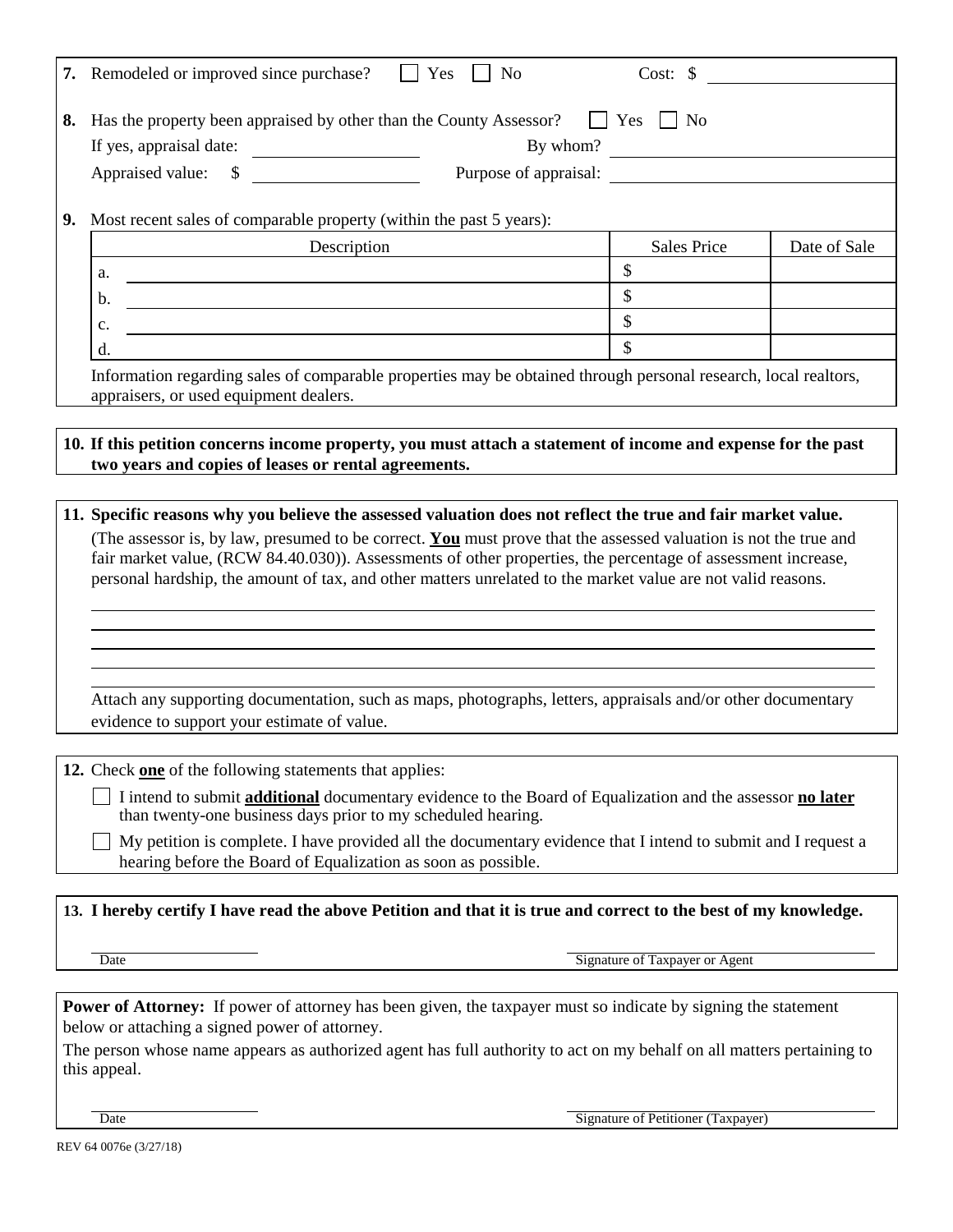**7.** Remodeled or improved since purchase? ☐ Yes ☐ No Cost: $ ____________

**8.** Has the property been appraised by other than the County Assessor? ☐ Yes ☐ No

If yes, appraisal date: ____________ By whom? ____________

Appraised value: $ ____________ Purpose of appraisal: ____________

**9.** Most recent sales of comparable property (within the past 5 years):

| Description | Sales Price | Date of Sale |
|---|---|---|
| a. | $ | |
| b. | $ | |
| c. | $ | |
| d. | $ | |

Information regarding sales of comparable properties may be obtained through personal research, local realtors, appraisers, or used equipment dealers.

**10. If this petition concerns income property, you must attach a statement of income and expense for the past two years and copies of leases or rental agreements.**

**11. Specific reasons why you believe the assessed valuation does not reflect the true and fair market value.**

(The assessor is, by law, presumed to be correct. **You** must prove that the assessed valuation is not the true and fair market value, (RCW 84.40.030)). Assessments of other properties, the percentage of assessment increase, personal hardship, the amount of tax, and other matters unrelated to the market value are not valid reasons.

____________

____________

____________

____________

____________

Attach any supporting documentation, such as maps, photographs, letters, appraisals and/or other documentary evidence to support your estimate of value.

**12.** Check **one** of the following statements that applies:

☐ I intend to submit **additional** documentary evidence to the Board of Equalization and the assessor **no later** than twenty-one business days prior to my scheduled hearing.

☐ My petition is complete. I have provided all the documentary evidence that I intend to submit and I request a hearing before the Board of Equalization as soon as possible.

**13. I hereby certify I have read the above Petition and that it is true and correct to the best of my knowledge.**

____________ Date ____________ Signature of Taxpayer or Agent

**Power of Attorney:** If power of attorney has been given, the taxpayer must so indicate by signing the statement below or attaching a signed power of attorney.

The person whose name appears as authorized agent has full authority to act on my behalf on all matters pertaining to this appeal.

____________ Date ____________ Signature of Petitioner (Taxpayer)

REV 64 0076e (3/27/18)